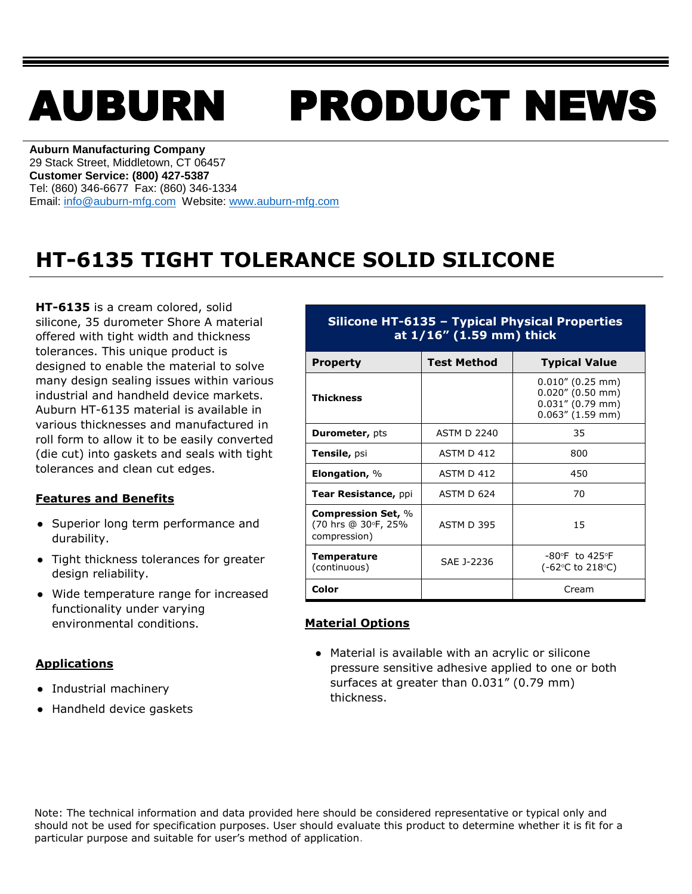# AUBURN PRODUCT NEWS

**Auburn Manufacturing Company**
29 Stack Street, Middletown, CT 06457
**Customer Service: (800) 427-5387**
Tel: (860) 346-6677 Fax: (860) 346-1334
Email: info@auburn-mfg.com Website: www.auburn-mfg.com

## HT-6135 TIGHT TOLERANCE SOLID SILICONE

**HT-6135** is a cream colored, solid silicone, 35 durometer Shore A material offered with tight width and thickness tolerances. This unique product is designed to enable the material to solve many design sealing issues within various industrial and handheld device markets. Auburn HT-6135 material is available in various thicknesses and manufactured in roll form to allow it to be easily converted (die cut) into gaskets and seals with tight tolerances and clean cut edges.

### Features and Benefits

- Superior long term performance and durability.
- Tight thickness tolerances for greater design reliability.
- Wide temperature range for increased functionality under varying environmental conditions.

### Applications

- Industrial machinery
- Handheld device gaskets

**Silicone HT-6135 – Typical Physical Properties at 1/16" (1.59 mm) thick**

| Property | Test Method | Typical Value |
|---|---|---|
| **Thickness** | | 0.010" (0.25 mm)<br>0.020" (0.50 mm)<br>0.031" (0.79 mm)<br>0.063" (1.59 mm) |
| **Durometer,** pts | ASTM D 2240 | 35 |
| **Tensile,** psi | ASTM D 412 | 800 |
| **Elongation,** % | ASTM D 412 | 450 |
| **Tear Resistance,** ppi | ASTM D 624 | 70 |
| **Compression Set,** % (70 hrs @ 30°F, 25% compression) | ASTM D 395 | 15 |
| **Temperature** (continuous) | SAE J-2236 | -80°F to 425°F (-62°C to 218°C) |
| **Color** | | Cream |

### Material Options

- Material is available with an acrylic or silicone pressure sensitive adhesive applied to one or both surfaces at greater than 0.031" (0.79 mm) thickness.

Note: The technical information and data provided here should be considered representative or typical only and should not be used for specification purposes. User should evaluate this product to determine whether it is fit for a particular purpose and suitable for user's method of application.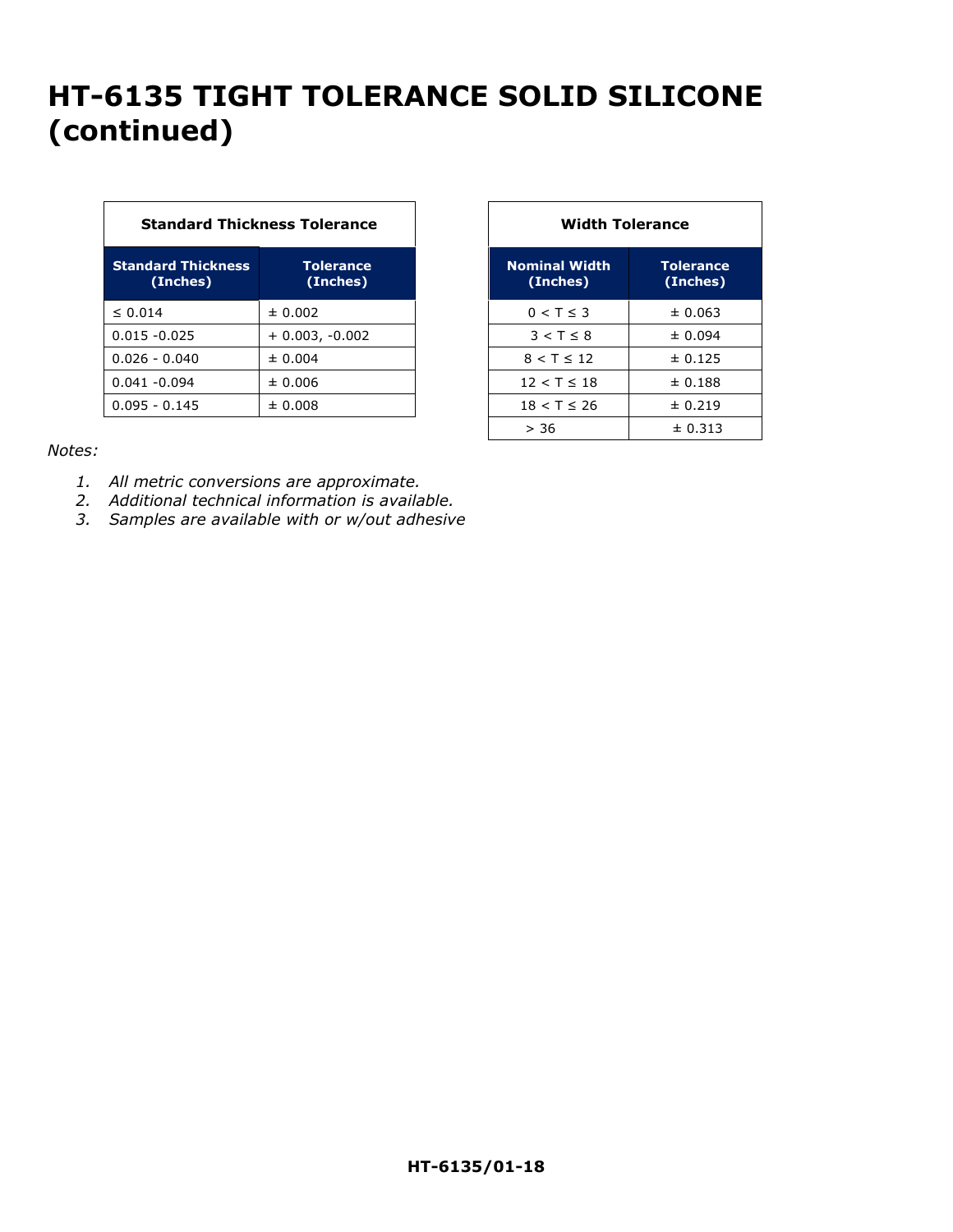# HT-6135 TIGHT TOLERANCE SOLID SILICONE (continued)

| Standard Thickness Tolerance | |
|---|---|
| **Standard Thickness (Inches)** | **Tolerance (Inches)** |
| ≤ 0.014 | ± 0.002 |
| 0.015 -0.025 | + 0.003, -0.002 |
| 0.026 - 0.040 | ± 0.004 |
| 0.041 -0.094 | ± 0.006 |
| 0.095 - 0.145 | ± 0.008 |

| Width Tolerance | |
|---|---|
| **Nominal Width (Inches)** | **Tolerance (Inches)** |
| 0 < T ≤ 3 | ± 0.063 |
| 3 < T ≤ 8 | ± 0.094 |
| 8 < T ≤ 12 | ± 0.125 |
| 12 < T ≤ 18 | ± 0.188 |
| 18 < T ≤ 26 | ± 0.219 |
| > 36 | ± 0.313 |

*Notes:*

1. *All metric conversions are approximate.*
2. *Additional technical information is available.*
3. *Samples are available with or w/out adhesive*